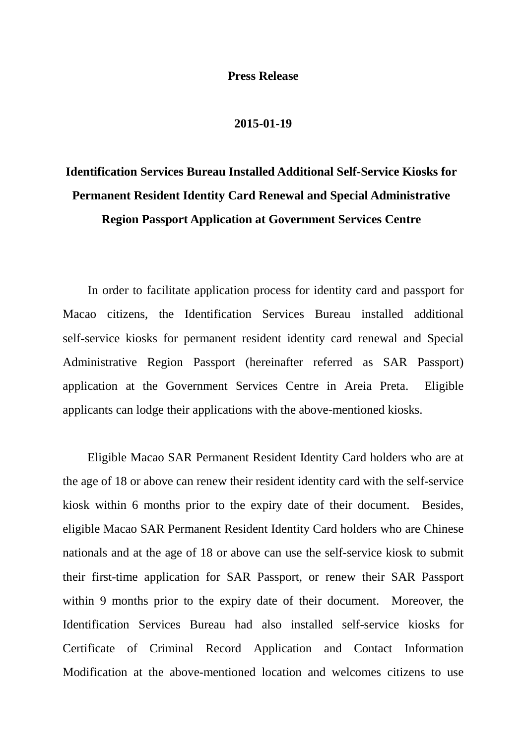**Press Release**

**2015-01-19**

# Identification Services Bureau Installed Additional Self-Service Kiosks for Permanent Resident Identity Card Renewal and Special Administrative Region Passport Application at Government Services Centre

In order to facilitate application process for identity card and passport for Macao citizens, the Identification Services Bureau installed additional self-service kiosks for permanent resident identity card renewal and Special Administrative Region Passport (hereinafter referred as SAR Passport) application at the Government Services Centre in Areia Preta. Eligible applicants can lodge their applications with the above-mentioned kiosks.

Eligible Macao SAR Permanent Resident Identity Card holders who are at the age of 18 or above can renew their resident identity card with the self-service kiosk within 6 months prior to the expiry date of their document. Besides, eligible Macao SAR Permanent Resident Identity Card holders who are Chinese nationals and at the age of 18 or above can use the self-service kiosk to submit their first-time application for SAR Passport, or renew their SAR Passport within 9 months prior to the expiry date of their document. Moreover, the Identification Services Bureau had also installed self-service kiosks for Certificate of Criminal Record Application and Contact Information Modification at the above-mentioned location and welcomes citizens to use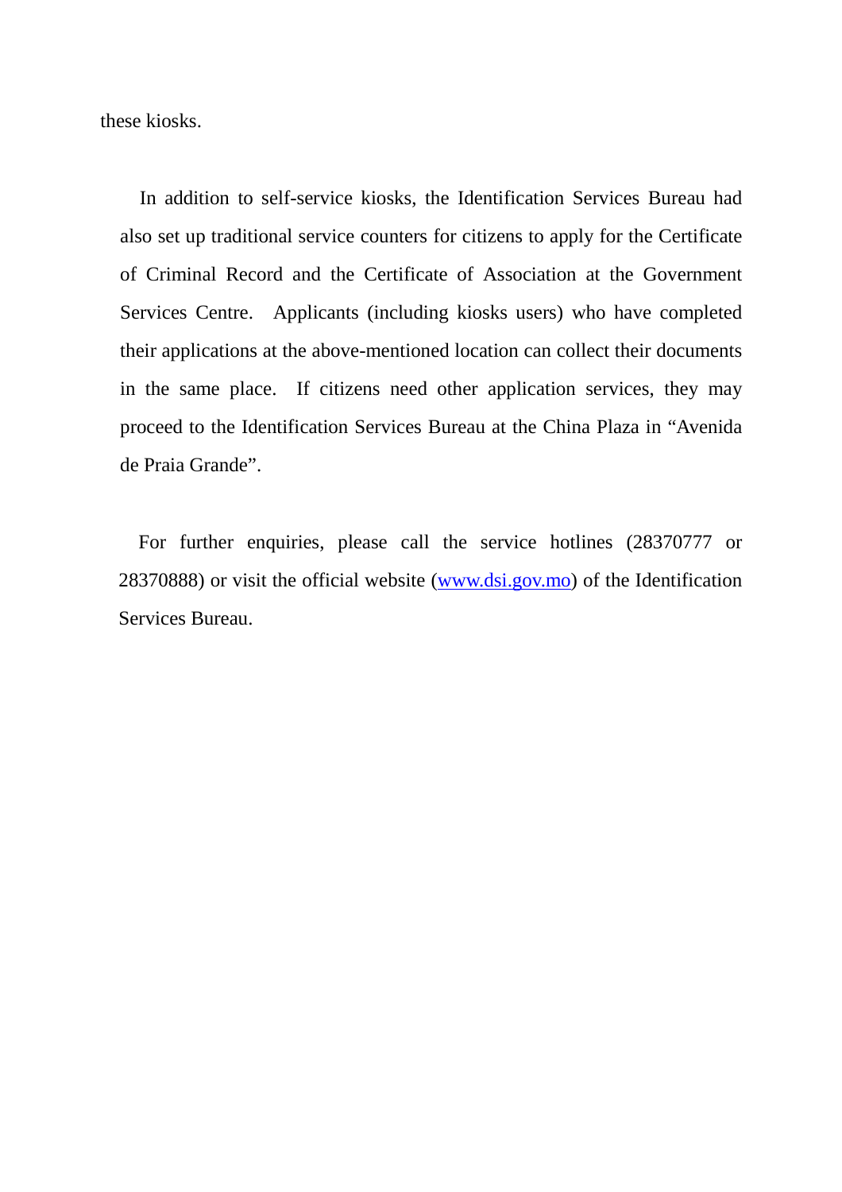these kiosks.

In addition to self-service kiosks, the Identification Services Bureau had also set up traditional service counters for citizens to apply for the Certificate of Criminal Record and the Certificate of Association at the Government Services Centre. Applicants (including kiosks users) who have completed their applications at the above-mentioned location can collect their documents in the same place. If citizens need other application services, they may proceed to the Identification Services Bureau at the China Plaza in "Avenida de Praia Grande".

For further enquiries, please call the service hotlines (28370777 or 28370888) or visit the official website (www.dsi.gov.mo) of the Identification Services Bureau.